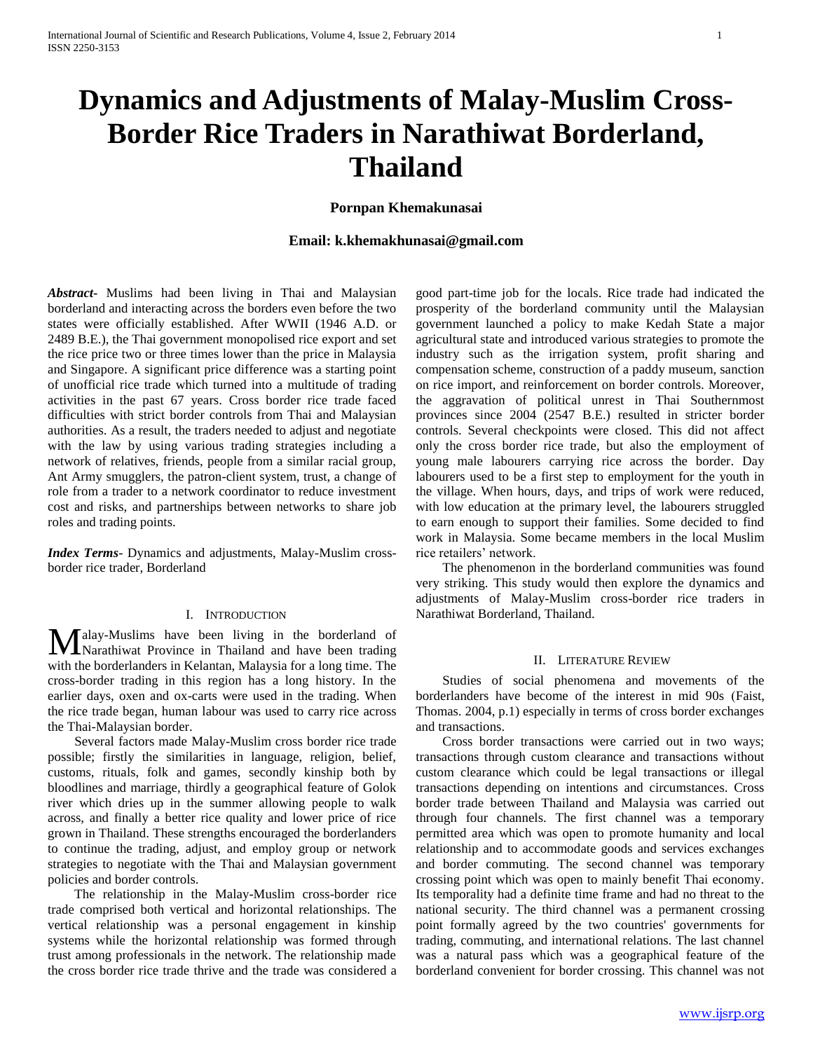# Dynamics and Adjustments of Malay-Muslim Cross-Border Rice Traders in Narathiwat Borderland, Thailand

**Pornpan Khemakunasai**

**Email: k.khemakhunasai@gmail.com**

***Abstract***- Muslims had been living in Thai and Malaysian borderland and interacting across the borders even before the two states were officially established. After WWII (1946 A.D. or 2489 B.E.), the Thai government monopolised rice export and set the rice price two or three times lower than the price in Malaysia and Singapore. A significant price difference was a starting point of unofficial rice trade which turned into a multitude of trading activities in the past 67 years. Cross border rice trade faced difficulties with strict border controls from Thai and Malaysian authorities. As a result, the traders needed to adjust and negotiate with the law by using various trading strategies including a network of relatives, friends, people from a similar racial group, Ant Army smugglers, the patron-client system, trust, a change of role from a trader to a network coordinator to reduce investment cost and risks, and partnerships between networks to share job roles and trading points.

***Index Terms***- Dynamics and adjustments, Malay-Muslim cross-border rice trader, Borderland

## I. Introduction

Malay-Muslims have been living in the borderland of Narathiwat Province in Thailand and have been trading with the borderlanders in Kelantan, Malaysia for a long time. The cross-border trading in this region has a long history. In the earlier days, oxen and ox-carts were used in the trading. When the rice trade began, human labour was used to carry rice across the Thai-Malaysian border.

Several factors made Malay-Muslim cross border rice trade possible; firstly the similarities in language, religion, belief, customs, rituals, folk and games, secondly kinship both by bloodlines and marriage, thirdly a geographical feature of Golok river which dries up in the summer allowing people to walk across, and finally a better rice quality and lower price of rice grown in Thailand. These strengths encouraged the borderlanders to continue the trading, adjust, and employ group or network strategies to negotiate with the Thai and Malaysian government policies and border controls.

The relationship in the Malay-Muslim cross-border rice trade comprised both vertical and horizontal relationships. The vertical relationship was a personal engagement in kinship systems while the horizontal relationship was formed through trust among professionals in the network. The relationship made the cross border rice trade thrive and the trade was considered a good part-time job for the locals. Rice trade had indicated the prosperity of the borderland community until the Malaysian government launched a policy to make Kedah State a major agricultural state and introduced various strategies to promote the industry such as the irrigation system, profit sharing and compensation scheme, construction of a paddy museum, sanction on rice import, and reinforcement on border controls. Moreover, the aggravation of political unrest in Thai Southernmost provinces since 2004 (2547 B.E.) resulted in stricter border controls. Several checkpoints were closed. This did not affect only the cross border rice trade, but also the employment of young male labourers carrying rice across the border. Day labourers used to be a first step to employment for the youth in the village. When hours, days, and trips of work were reduced, with low education at the primary level, the labourers struggled to earn enough to support their families. Some decided to find work in Malaysia. Some became members in the local Muslim rice retailers' network.

The phenomenon in the borderland communities was found very striking. This study would then explore the dynamics and adjustments of Malay-Muslim cross-border rice traders in Narathiwat Borderland, Thailand.

## II. Literature Review

Studies of social phenomena and movements of the borderlanders have become of the interest in mid 90s (Faist, Thomas. 2004, p.1) especially in terms of cross border exchanges and transactions.

Cross border transactions were carried out in two ways; transactions through custom clearance and transactions without custom clearance which could be legal transactions or illegal transactions depending on intentions and circumstances. Cross border trade between Thailand and Malaysia was carried out through four channels. The first channel was a temporary permitted area which was open to promote humanity and local relationship and to accommodate goods and services exchanges and border commuting. The second channel was temporary crossing point which was open to mainly benefit Thai economy. Its temporality had a definite time frame and had no threat to the national security. The third channel was a permanent crossing point formally agreed by the two countries' governments for trading, commuting, and international relations. The last channel was a natural pass which was a geographical feature of the borderland convenient for border crossing. This channel was not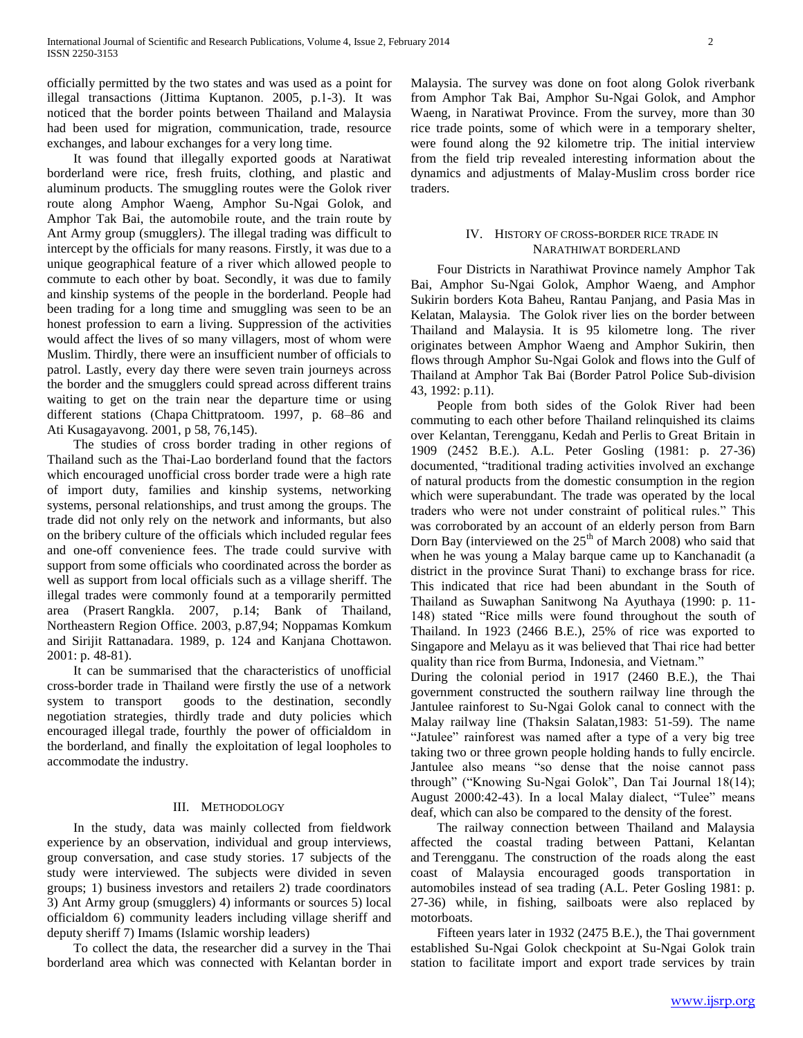officially permitted by the two states and was used as a point for illegal transactions (Jittima Kuptanon. 2005, p.1-3). It was noticed that the border points between Thailand and Malaysia had been used for migration, communication, trade, resource exchanges, and labour exchanges for a very long time.

It was found that illegally exported goods at Naratiwat borderland were rice, fresh fruits, clothing, and plastic and aluminum products. The smuggling routes were the Golok river route along Amphor Waeng, Amphor Su-Ngai Golok, and Amphor Tak Bai, the automobile route, and the train route by Ant Army group (smugglers*)*. The illegal trading was difficult to intercept by the officials for many reasons. Firstly, it was due to a unique geographical feature of a river which allowed people to commute to each other by boat. Secondly, it was due to family and kinship systems of the people in the borderland. People had been trading for a long time and smuggling was seen to be an honest profession to earn a living. Suppression of the activities would affect the lives of so many villagers, most of whom were Muslim. Thirdly, there were an insufficient number of officials to patrol. Lastly, every day there were seven train journeys across the border and the smugglers could spread across different trains waiting to get on the train near the departure time or using different stations (Chapa Chittpratoom. 1997, p. 68–86 and Ati Kusagayavong. 2001, p 58, 76,145).

The studies of cross border trading in other regions of Thailand such as the Thai-Lao borderland found that the factors which encouraged unofficial cross border trade were a high rate of import duty, families and kinship systems, networking systems, personal relationships, and trust among the groups. The trade did not only rely on the network and informants, but also on the bribery culture of the officials which included regular fees and one-off convenience fees. The trade could survive with support from some officials who coordinated across the border as well as support from local officials such as a village sheriff. The illegal trades were commonly found at a temporarily permitted area (Prasert Rangkla. 2007, p.14; Bank of Thailand, Northeastern Region Office. 2003, p.87,94; Noppamas Komkum and Sirijit Rattanadara. 1989, p. 124 and Kanjana Chottawon. 2001: p. 48-81).

It can be summarised that the characteristics of unofficial cross-border trade in Thailand were firstly the use of a network system to transport goods to the destination, secondly negotiation strategies, thirdly trade and duty policies which encouraged illegal trade, fourthly the power of officialdom in the borderland, and finally the exploitation of legal loopholes to accommodate the industry.

## III. Methodology

In the study, data was mainly collected from fieldwork experience by an observation, individual and group interviews, group conversation, and case study stories. 17 subjects of the study were interviewed. The subjects were divided in seven groups; 1) business investors and retailers 2) trade coordinators 3) Ant Army group (smugglers) 4) informants or sources 5) local officialdom 6) community leaders including village sheriff and deputy sheriff 7) Imams (Islamic worship leaders)

To collect the data, the researcher did a survey in the Thai borderland area which was connected with Kelantan border in Malaysia. The survey was done on foot along Golok riverbank from Amphor Tak Bai, Amphor Su-Ngai Golok, and Amphor Waeng, in Naratiwat Province. From the survey, more than 30 rice trade points, some of which were in a temporary shelter, were found along the 92 kilometre trip. The initial interview from the field trip revealed interesting information about the dynamics and adjustments of Malay-Muslim cross border rice traders.

## IV. History of cross-border rice trade in Narathiwat borderland

Four Districts in Narathiwat Province namely Amphor Tak Bai, Amphor Su-Ngai Golok, Amphor Waeng, and Amphor Sukirin borders Kota Baheu, Rantau Panjang, and Pasia Mas in Kelatan, Malaysia. The Golok river lies on the border between Thailand and Malaysia. It is 95 kilometre long. The river originates between Amphor Waeng and Amphor Sukirin, then flows through Amphor Su-Ngai Golok and flows into the Gulf of Thailand at Amphor Tak Bai (Border Patrol Police Sub-division 43, 1992: p.11).

People from both sides of the Golok River had been commuting to each other before Thailand relinquished its claims over Kelantan, Terengganu, Kedah and Perlis to Great Britain in 1909 (2452 B.E.). A.L. Peter Gosling (1981: p. 27-36) documented, "traditional trading activities involved an exchange of natural products from the domestic consumption in the region which were superabundant. The trade was operated by the local traders who were not under constraint of political rules." This was corroborated by an account of an elderly person from Barn Dorn Bay (interviewed on the 25th of March 2008) who said that when he was young a Malay barque came up to Kanchanadit (a district in the province Surat Thani) to exchange brass for rice. This indicated that rice had been abundant in the South of Thailand as Suwaphan Sanitwong Na Ayuthaya (1990: p. 11-148) stated "Rice mills were found throughout the south of Thailand. In 1923 (2466 B.E.), 25% of rice was exported to Singapore and Melayu as it was believed that Thai rice had better quality than rice from Burma, Indonesia, and Vietnam."

During the colonial period in 1917 (2460 B.E.), the Thai government constructed the southern railway line through the Jantulee rainforest to Su-Ngai Golok canal to connect with the Malay railway line (Thaksin Salatan,1983: 51-59). The name "Jatulee" rainforest was named after a type of a very big tree taking two or three grown people holding hands to fully encircle. Jantulee also means "so dense that the noise cannot pass through" ("Knowing Su-Ngai Golok", Dan Tai Journal 18(14); August 2000:42-43). In a local Malay dialect, "Tulee" means deaf, which can also be compared to the density of the forest.

The railway connection between Thailand and Malaysia affected the coastal trading between Pattani, Kelantan and Terengganu. The construction of the roads along the east coast of Malaysia encouraged goods transportation in automobiles instead of sea trading (A.L. Peter Gosling 1981: p. 27-36) while, in fishing, sailboats were also replaced by motorboats.

Fifteen years later in 1932 (2475 B.E.), the Thai government established Su-Ngai Golok checkpoint at Su-Ngai Golok train station to facilitate import and export trade services by train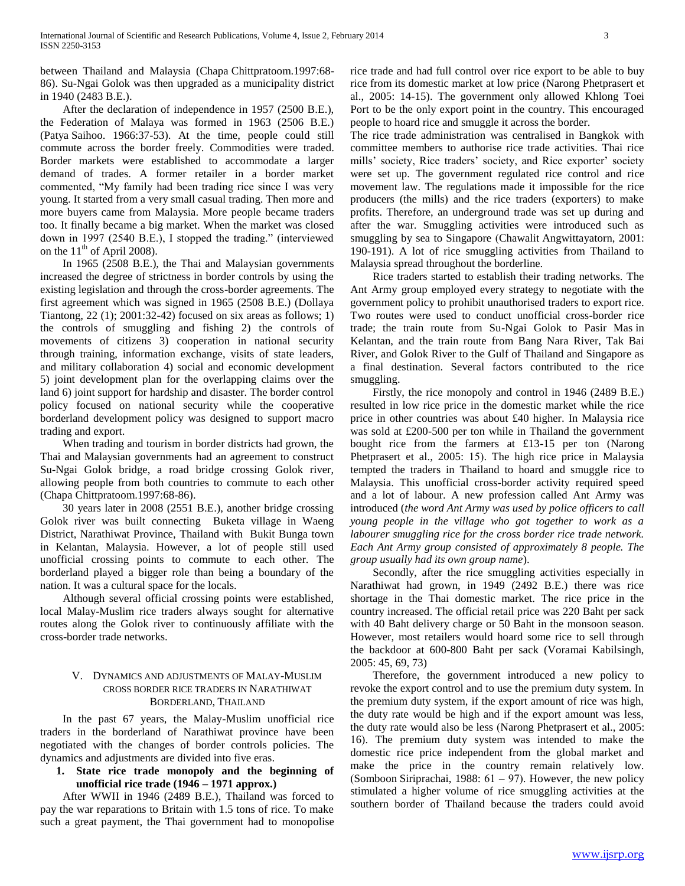between Thailand and Malaysia (Chapa Chittpratoom.1997:68-86). Su-Ngai Golok was then upgraded as a municipality district in 1940 (2483 B.E.).

After the declaration of independence in 1957 (2500 B.E.), the Federation of Malaya was formed in 1963 (2506 B.E.) (Patya Saihoo. 1966:37-53). At the time, people could still commute across the border freely. Commodities were traded. Border markets were established to accommodate a larger demand of trades. A former retailer in a border market commented, "My family had been trading rice since I was very young. It started from a very small casual trading. Then more and more buyers came from Malaysia. More people became traders too. It finally became a big market. When the market was closed down in 1997 (2540 B.E.), I stopped the trading." (interviewed on the 11th of April 2008).

In 1965 (2508 B.E.), the Thai and Malaysian governments increased the degree of strictness in border controls by using the existing legislation and through the cross-border agreements. The first agreement which was signed in 1965 (2508 B.E.) (Dollaya Tiantong, 22 (1); 2001:32-42) focused on six areas as follows; 1) the controls of smuggling and fishing 2) the controls of movements of citizens 3) cooperation in national security through training, information exchange, visits of state leaders, and military collaboration 4) social and economic development 5) joint development plan for the overlapping claims over the land 6) joint support for hardship and disaster. The border control policy focused on national security while the cooperative borderland development policy was designed to support macro trading and export.

When trading and tourism in border districts had grown, the Thai and Malaysian governments had an agreement to construct Su-Ngai Golok bridge, a road bridge crossing Golok river, allowing people from both countries to commute to each other (Chapa Chittpratoom.1997:68-86).

30 years later in 2008 (2551 B.E.), another bridge crossing Golok river was built connecting Buketa village in Waeng District, Narathiwat Province, Thailand with Bukit Bunga town in Kelantan, Malaysia. However, a lot of people still used unofficial crossing points to commute to each other. The borderland played a bigger role than being a boundary of the nation. It was a cultural space for the locals.

Although several official crossing points were established, local Malay-Muslim rice traders always sought for alternative routes along the Golok river to continuously affiliate with the cross-border trade networks.

## V. Dynamics and Adjustments of Malay-Muslim Cross Border Rice Traders in Narathiwat Borderland, Thailand

In the past 67 years, the Malay-Muslim unofficial rice traders in the borderland of Narathiwat province have been negotiated with the changes of border controls policies. The dynamics and adjustments are divided into five eras.

### 1. State rice trade monopoly and the beginning of unofficial rice trade (1946 – 1971 approx.)

After WWII in 1946 (2489 B.E.), Thailand was forced to pay the war reparations to Britain with 1.5 tons of rice. To make such a great payment, the Thai government had to monopolise rice trade and had full control over rice export to be able to buy rice from its domestic market at low price (Narong Phetprasert et al., 2005: 14-15). The government only allowed Khlong Toei Port to be the only export point in the country. This encouraged people to hoard rice and smuggle it across the border.

The rice trade administration was centralised in Bangkok with committee members to authorise rice trade activities. Thai rice mills' society, Rice traders' society, and Rice exporter' society were set up. The government regulated rice control and rice movement law. The regulations made it impossible for the rice producers (the mills) and the rice traders (exporters) to make profits. Therefore, an underground trade was set up during and after the war. Smuggling activities were introduced such as smuggling by sea to Singapore (Chawalit Angwittayatorn, 2001: 190-191). A lot of rice smuggling activities from Thailand to Malaysia spread throughout the borderline.

Rice traders started to establish their trading networks. The Ant Army group employed every strategy to negotiate with the government policy to prohibit unauthorised traders to export rice. Two routes were used to conduct unofficial cross-border rice trade; the train route from Su-Ngai Golok to Pasir Mas in Kelantan, and the train route from Bang Nara River, Tak Bai River, and Golok River to the Gulf of Thailand and Singapore as a final destination. Several factors contributed to the rice smuggling.

Firstly, the rice monopoly and control in 1946 (2489 B.E.) resulted in low rice price in the domestic market while the rice price in other countries was about £40 higher. In Malaysia rice was sold at £200-500 per ton while in Thailand the government bought rice from the farmers at £13-15 per ton (Narong Phetprasert et al., 2005: 15). The high rice price in Malaysia tempted the traders in Thailand to hoard and smuggle rice to Malaysia. This unofficial cross-border activity required speed and a lot of labour. A new profession called Ant Army was introduced (*the word Ant Army was used by police officers to call young people in the village who got together to work as a labourer smuggling rice for the cross border rice trade network. Each Ant Army group consisted of approximately 8 people. The group usually had its own group name*).

Secondly, after the rice smuggling activities especially in Narathiwat had grown, in 1949 (2492 B.E.) there was rice shortage in the Thai domestic market. The rice price in the country increased. The official retail price was 220 Baht per sack with 40 Baht delivery charge or 50 Baht in the monsoon season. However, most retailers would hoard some rice to sell through the backdoor at 600-800 Baht per sack (Voramai Kabilsingh, 2005: 45, 69, 73)

Therefore, the government introduced a new policy to revoke the export control and to use the premium duty system. In the premium duty system, if the export amount of rice was high, the duty rate would be high and if the export amount was less, the duty rate would also be less (Narong Phetprasert et al., 2005: 16). The premium duty system was intended to make the domestic rice price independent from the global market and make the price in the country remain relatively low. (Somboon Siriprachai, 1988: 61 – 97). However, the new policy stimulated a higher volume of rice smuggling activities at the southern border of Thailand because the traders could avoid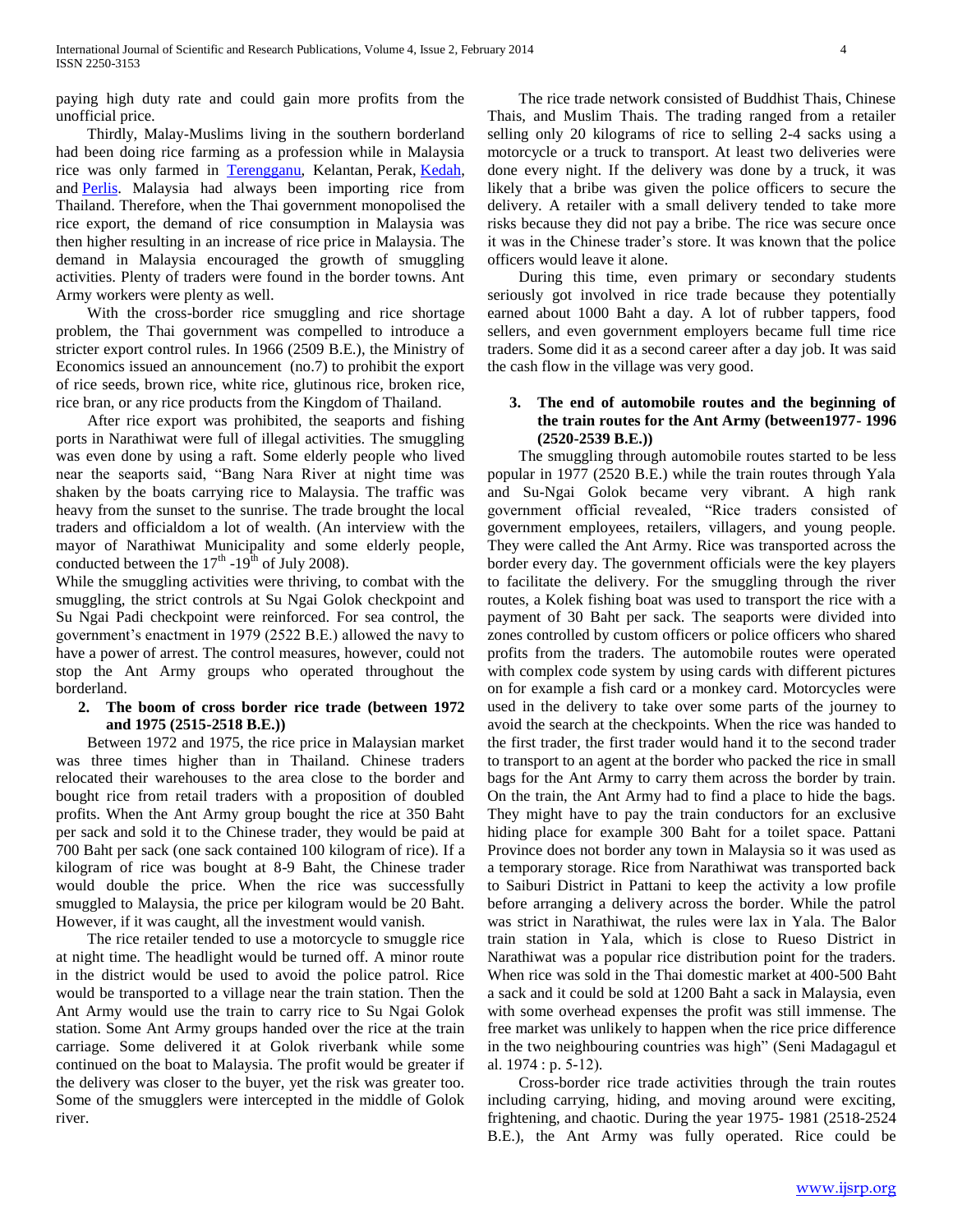paying high duty rate and could gain more profits from the unofficial price.

Thirdly, Malay-Muslims living in the southern borderland had been doing rice farming as a profession while in Malaysia rice was only farmed in Terengganu, Kelantan, Perak, Kedah, and Perlis. Malaysia had always been importing rice from Thailand. Therefore, when the Thai government monopolised the rice export, the demand of rice consumption in Malaysia was then higher resulting in an increase of rice price in Malaysia. The demand in Malaysia encouraged the growth of smuggling activities. Plenty of traders were found in the border towns. Ant Army workers were plenty as well.

With the cross-border rice smuggling and rice shortage problem, the Thai government was compelled to introduce a stricter export control rules. In 1966 (2509 B.E.), the Ministry of Economics issued an announcement (no.7) to prohibit the export of rice seeds, brown rice, white rice, glutinous rice, broken rice, rice bran, or any rice products from the Kingdom of Thailand.

After rice export was prohibited, the seaports and fishing ports in Narathiwat were full of illegal activities. The smuggling was even done by using a raft. Some elderly people who lived near the seaports said, "Bang Nara River at night time was shaken by the boats carrying rice to Malaysia. The traffic was heavy from the sunset to the sunrise. The trade brought the local traders and officialdom a lot of wealth. (An interview with the mayor of Narathiwat Municipality and some elderly people, conducted between the 17th -19th of July 2008).

While the smuggling activities were thriving, to combat with the smuggling, the strict controls at Su Ngai Golok checkpoint and Su Ngai Padi checkpoint were reinforced. For sea control, the government's enactment in 1979 (2522 B.E.) allowed the navy to have a power of arrest. The control measures, however, could not stop the Ant Army groups who operated throughout the borderland.

## 2. The boom of cross border rice trade (between 1972 and 1975 (2515-2518 B.E.))

Between 1972 and 1975, the rice price in Malaysian market was three times higher than in Thailand. Chinese traders relocated their warehouses to the area close to the border and bought rice from retail traders with a proposition of doubled profits. When the Ant Army group bought the rice at 350 Baht per sack and sold it to the Chinese trader, they would be paid at 700 Baht per sack (one sack contained 100 kilogram of rice). If a kilogram of rice was bought at 8-9 Baht, the Chinese trader would double the price. When the rice was successfully smuggled to Malaysia, the price per kilogram would be 20 Baht. However, if it was caught, all the investment would vanish.

The rice retailer tended to use a motorcycle to smuggle rice at night time. The headlight would be turned off. A minor route in the district would be used to avoid the police patrol. Rice would be transported to a village near the train station. Then the Ant Army would use the train to carry rice to Su Ngai Golok station. Some Ant Army groups handed over the rice at the train carriage. Some delivered it at Golok riverbank while some continued on the boat to Malaysia. The profit would be greater if the delivery was closer to the buyer, yet the risk was greater too. Some of the smugglers were intercepted in the middle of Golok river.

The rice trade network consisted of Buddhist Thais, Chinese Thais, and Muslim Thais. The trading ranged from a retailer selling only 20 kilograms of rice to selling 2-4 sacks using a motorcycle or a truck to transport. At least two deliveries were done every night. If the delivery was done by a truck, it was likely that a bribe was given the police officers to secure the delivery. A retailer with a small delivery tended to take more risks because they did not pay a bribe. The rice was secure once it was in the Chinese trader's store. It was known that the police officers would leave it alone.

During this time, even primary or secondary students seriously got involved in rice trade because they potentially earned about 1000 Baht a day. A lot of rubber tappers, food sellers, and even government employers became full time rice traders. Some did it as a second career after a day job. It was said the cash flow in the village was very good.

## 3. The end of automobile routes and the beginning of the train routes for the Ant Army (between1977- 1996 (2520-2539 B.E.))

The smuggling through automobile routes started to be less popular in 1977 (2520 B.E.) while the train routes through Yala and Su-Ngai Golok became very vibrant. A high rank government official revealed, "Rice traders consisted of government employees, retailers, villagers, and young people. They were called the Ant Army. Rice was transported across the border every day. The government officials were the key players to facilitate the delivery. For the smuggling through the river routes, a Kolek fishing boat was used to transport the rice with a payment of 30 Baht per sack. The seaports were divided into zones controlled by custom officers or police officers who shared profits from the traders. The automobile routes were operated with complex code system by using cards with different pictures on for example a fish card or a monkey card. Motorcycles were used in the delivery to take over some parts of the journey to avoid the search at the checkpoints. When the rice was handed to the first trader, the first trader would hand it to the second trader to transport to an agent at the border who packed the rice in small bags for the Ant Army to carry them across the border by train. On the train, the Ant Army had to find a place to hide the bags. They might have to pay the train conductors for an exclusive hiding place for example 300 Baht for a toilet space. Pattani Province does not border any town in Malaysia so it was used as a temporary storage. Rice from Narathiwat was transported back to Saiburi District in Pattani to keep the activity a low profile before arranging a delivery across the border. While the patrol was strict in Narathiwat, the rules were lax in Yala. The Balor train station in Yala, which is close to Rueso District in Narathiwat was a popular rice distribution point for the traders. When rice was sold in the Thai domestic market at 400-500 Baht a sack and it could be sold at 1200 Baht a sack in Malaysia, even with some overhead expenses the profit was still immense. The free market was unlikely to happen when the rice price difference in the two neighbouring countries was high" (Seni Madagagul et al. 1974 : p. 5-12).

Cross-border rice trade activities through the train routes including carrying, hiding, and moving around were exciting, frightening, and chaotic. During the year 1975- 1981 (2518-2524 B.E.), the Ant Army was fully operated. Rice could be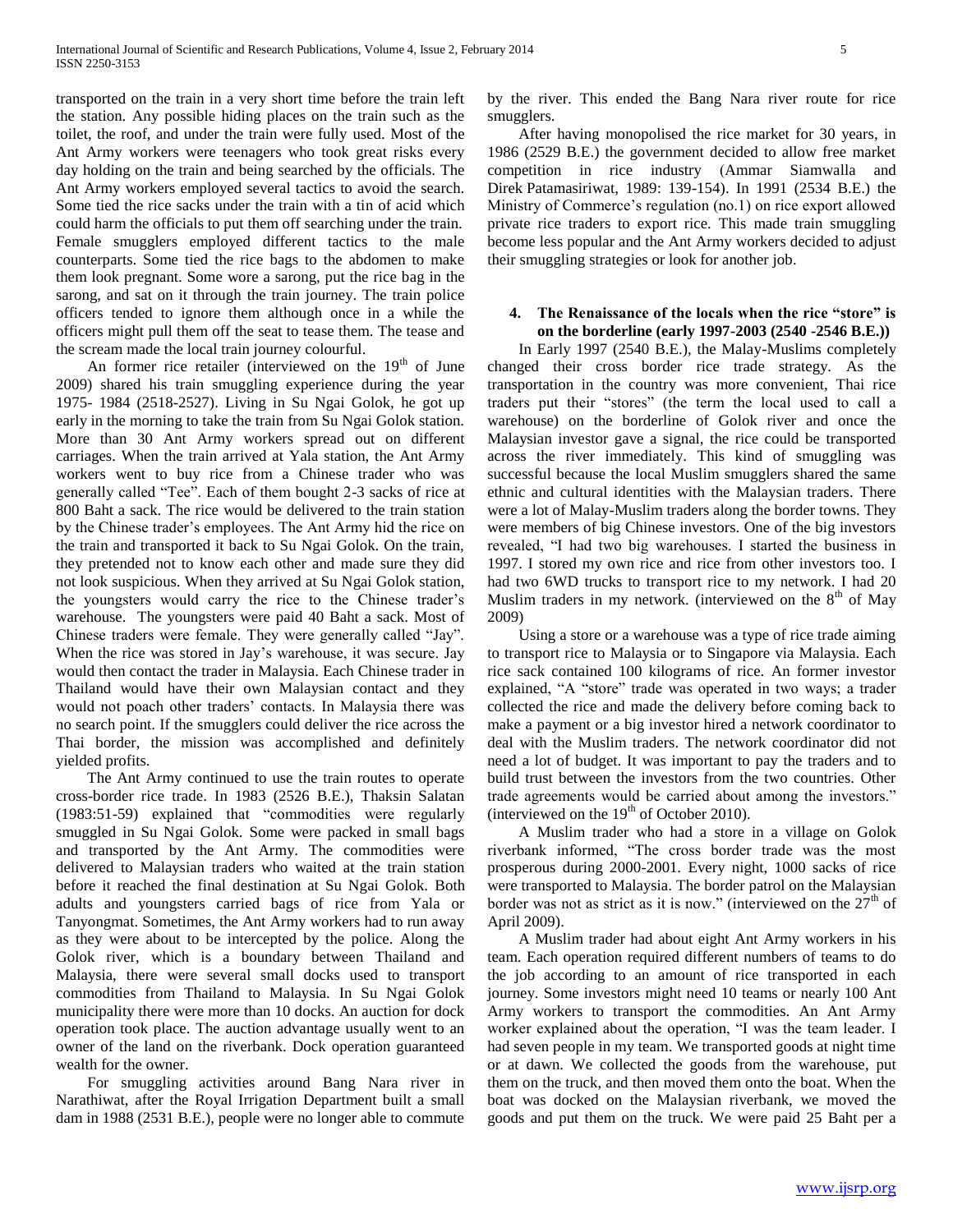transported on the train in a very short time before the train left the station. Any possible hiding places on the train such as the toilet, the roof, and under the train were fully used. Most of the Ant Army workers were teenagers who took great risks every day holding on the train and being searched by the officials. The Ant Army workers employed several tactics to avoid the search. Some tied the rice sacks under the train with a tin of acid which could harm the officials to put them off searching under the train. Female smugglers employed different tactics to the male counterparts. Some tied the rice bags to the abdomen to make them look pregnant. Some wore a sarong, put the rice bag in the sarong, and sat on it through the train journey. The train police officers tended to ignore them although once in a while the officers might pull them off the seat to tease them. The tease and the scream made the local train journey colourful.

An former rice retailer (interviewed on the 19th of June 2009) shared his train smuggling experience during the year 1975- 1984 (2518-2527). Living in Su Ngai Golok, he got up early in the morning to take the train from Su Ngai Golok station. More than 30 Ant Army workers spread out on different carriages. When the train arrived at Yala station, the Ant Army workers went to buy rice from a Chinese trader who was generally called "Tee". Each of them bought 2-3 sacks of rice at 800 Baht a sack. The rice would be delivered to the train station by the Chinese trader's employees. The Ant Army hid the rice on the train and transported it back to Su Ngai Golok. On the train, they pretended not to know each other and made sure they did not look suspicious. When they arrived at Su Ngai Golok station, the youngsters would carry the rice to the Chinese trader's warehouse. The youngsters were paid 40 Baht a sack. Most of Chinese traders were female. They were generally called "Jay". When the rice was stored in Jay's warehouse, it was secure. Jay would then contact the trader in Malaysia. Each Chinese trader in Thailand would have their own Malaysian contact and they would not poach other traders' contacts. In Malaysia there was no search point. If the smugglers could deliver the rice across the Thai border, the mission was accomplished and definitely yielded profits.

The Ant Army continued to use the train routes to operate cross-border rice trade. In 1983 (2526 B.E.), Thaksin Salatan (1983:51-59) explained that "commodities were regularly smuggled in Su Ngai Golok. Some were packed in small bags and transported by the Ant Army. The commodities were delivered to Malaysian traders who waited at the train station before it reached the final destination at Su Ngai Golok. Both adults and youngsters carried bags of rice from Yala or Tanyongmat. Sometimes, the Ant Army workers had to run away as they were about to be intercepted by the police. Along the Golok river, which is a boundary between Thailand and Malaysia, there were several small docks used to transport commodities from Thailand to Malaysia. In Su Ngai Golok municipality there were more than 10 docks. An auction for dock operation took place. The auction advantage usually went to an owner of the land on the riverbank. Dock operation guaranteed wealth for the owner.

For smuggling activities around Bang Nara river in Narathiwat, after the Royal Irrigation Department built a small dam in 1988 (2531 B.E.), people were no longer able to commute by the river. This ended the Bang Nara river route for rice smugglers.

After having monopolised the rice market for 30 years, in 1986 (2529 B.E.) the government decided to allow free market competition in rice industry (Ammar Siamwalla and Direk Patamasiriwat, 1989: 139-154). In 1991 (2534 B.E.) the Ministry of Commerce's regulation (no.1) on rice export allowed private rice traders to export rice. This made train smuggling become less popular and the Ant Army workers decided to adjust their smuggling strategies or look for another job.

## 4. The Renaissance of the locals when the rice "store" is on the borderline (early 1997-2003 (2540 -2546 B.E.))

In Early 1997 (2540 B.E.), the Malay-Muslims completely changed their cross border rice trade strategy. As the transportation in the country was more convenient, Thai rice traders put their "stores" (the term the local used to call a warehouse) on the borderline of Golok river and once the Malaysian investor gave a signal, the rice could be transported across the river immediately. This kind of smuggling was successful because the local Muslim smugglers shared the same ethnic and cultural identities with the Malaysian traders. There were a lot of Malay-Muslim traders along the border towns. They were members of big Chinese investors. One of the big investors revealed, "I had two big warehouses. I started the business in 1997. I stored my own rice and rice from other investors too. I had two 6WD trucks to transport rice to my network. I had 20 Muslim traders in my network. (interviewed on the 8th of May 2009)

Using a store or a warehouse was a type of rice trade aiming to transport rice to Malaysia or to Singapore via Malaysia. Each rice sack contained 100 kilograms of rice. An former investor explained, "A "store" trade was operated in two ways; a trader collected the rice and made the delivery before coming back to make a payment or a big investor hired a network coordinator to deal with the Muslim traders. The network coordinator did not need a lot of budget. It was important to pay the traders and to build trust between the investors from the two countries. Other trade agreements would be carried about among the investors." (interviewed on the 19th of October 2010).

A Muslim trader who had a store in a village on Golok riverbank informed, "The cross border trade was the most prosperous during 2000-2001. Every night, 1000 sacks of rice were transported to Malaysia. The border patrol on the Malaysian border was not as strict as it is now." (interviewed on the 27th of April 2009).

A Muslim trader had about eight Ant Army workers in his team. Each operation required different numbers of teams to do the job according to an amount of rice transported in each journey. Some investors might need 10 teams or nearly 100 Ant Army workers to transport the commodities. An Ant Army worker explained about the operation, "I was the team leader. I had seven people in my team. We transported goods at night time or at dawn. We collected the goods from the warehouse, put them on the truck, and then moved them onto the boat. When the boat was docked on the Malaysian riverbank, we moved the goods and put them on the truck. We were paid 25 Baht per a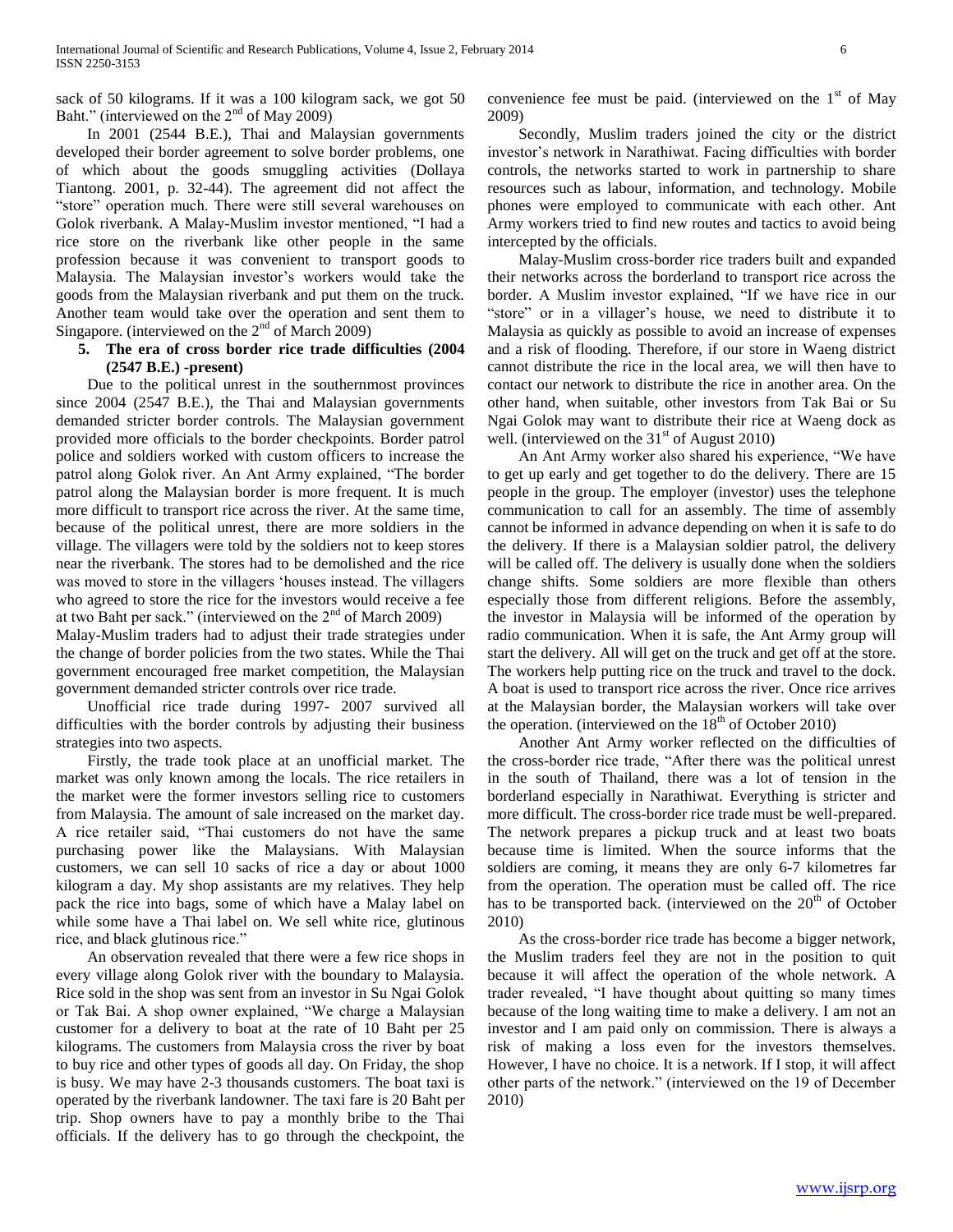sack of 50 kilograms. If it was a 100 kilogram sack, we got 50 Baht." (interviewed on the 2nd of May 2009)

In 2001 (2544 B.E.), Thai and Malaysian governments developed their border agreement to solve border problems, one of which about the goods smuggling activities (Dollaya Tiantong. 2001, p. 32-44). The agreement did not affect the "store" operation much. There were still several warehouses on Golok riverbank. A Malay-Muslim investor mentioned, "I had a rice store on the riverbank like other people in the same profession because it was convenient to transport goods to Malaysia. The Malaysian investor's workers would take the goods from the Malaysian riverbank and put them on the truck. Another team would take over the operation and sent them to Singapore. (interviewed on the 2nd of March 2009)

### 5. The era of cross border rice trade difficulties (2004 (2547 B.E.) -present)

Due to the political unrest in the southernmost provinces since 2004 (2547 B.E.), the Thai and Malaysian governments demanded stricter border controls. The Malaysian government provided more officials to the border checkpoints. Border patrol police and soldiers worked with custom officers to increase the patrol along Golok river. An Ant Army explained, "The border patrol along the Malaysian border is more frequent. It is much more difficult to transport rice across the river. At the same time, because of the political unrest, there are more soldiers in the village. The villagers were told by the soldiers not to keep stores near the riverbank. The stores had to be demolished and the rice was moved to store in the villagers 'houses instead. The villagers who agreed to store the rice for the investors would receive a fee at two Baht per sack." (interviewed on the 2nd of March 2009)

Malay-Muslim traders had to adjust their trade strategies under the change of border policies from the two states. While the Thai government encouraged free market competition, the Malaysian government demanded stricter controls over rice trade.

Unofficial rice trade during 1997- 2007 survived all difficulties with the border controls by adjusting their business strategies into two aspects.

Firstly, the trade took place at an unofficial market. The market was only known among the locals. The rice retailers in the market were the former investors selling rice to customers from Malaysia. The amount of sale increased on the market day. A rice retailer said, "Thai customers do not have the same purchasing power like the Malaysians. With Malaysian customers, we can sell 10 sacks of rice a day or about 1000 kilogram a day. My shop assistants are my relatives. They help pack the rice into bags, some of which have a Malay label on while some have a Thai label on. We sell white rice, glutinous rice, and black glutinous rice."

An observation revealed that there were a few rice shops in every village along Golok river with the boundary to Malaysia. Rice sold in the shop was sent from an investor in Su Ngai Golok or Tak Bai. A shop owner explained, "We charge a Malaysian customer for a delivery to boat at the rate of 10 Baht per 25 kilograms. The customers from Malaysia cross the river by boat to buy rice and other types of goods all day. On Friday, the shop is busy. We may have 2-3 thousands customers. The boat taxi is operated by the riverbank landowner. The taxi fare is 20 Baht per trip. Shop owners have to pay a monthly bribe to the Thai officials. If the delivery has to go through the checkpoint, the convenience fee must be paid. (interviewed on the 1st of May 2009)

Secondly, Muslim traders joined the city or the district investor's network in Narathiwat. Facing difficulties with border controls, the networks started to work in partnership to share resources such as labour, information, and technology. Mobile phones were employed to communicate with each other. Ant Army workers tried to find new routes and tactics to avoid being intercepted by the officials.

Malay-Muslim cross-border rice traders built and expanded their networks across the borderland to transport rice across the border. A Muslim investor explained, "If we have rice in our "store" or in a villager's house, we need to distribute it to Malaysia as quickly as possible to avoid an increase of expenses and a risk of flooding. Therefore, if our store in Waeng district cannot distribute the rice in the local area, we will then have to contact our network to distribute the rice in another area. On the other hand, when suitable, other investors from Tak Bai or Su Ngai Golok may want to distribute their rice at Waeng dock as well. (interviewed on the 31st of August 2010)

An Ant Army worker also shared his experience, "We have to get up early and get together to do the delivery. There are 15 people in the group. The employer (investor) uses the telephone communication to call for an assembly. The time of assembly cannot be informed in advance depending on when it is safe to do the delivery. If there is a Malaysian soldier patrol, the delivery will be called off. The delivery is usually done when the soldiers change shifts. Some soldiers are more flexible than others especially those from different religions. Before the assembly, the investor in Malaysia will be informed of the operation by radio communication. When it is safe, the Ant Army group will start the delivery. All will get on the truck and get off at the store. The workers help putting rice on the truck and travel to the dock. A boat is used to transport rice across the river. Once rice arrives at the Malaysian border, the Malaysian workers will take over the operation. (interviewed on the 18th of October 2010)

Another Ant Army worker reflected on the difficulties of the cross-border rice trade, "After there was the political unrest in the south of Thailand, there was a lot of tension in the borderland especially in Narathiwat. Everything is stricter and more difficult. The cross-border rice trade must be well-prepared. The network prepares a pickup truck and at least two boats because time is limited. When the source informs that the soldiers are coming, it means they are only 6-7 kilometres far from the operation. The operation must be called off. The rice has to be transported back. (interviewed on the 20th of October 2010)

As the cross-border rice trade has become a bigger network, the Muslim traders feel they are not in the position to quit because it will affect the operation of the whole network. A trader revealed, "I have thought about quitting so many times because of the long waiting time to make a delivery. I am not an investor and I am paid only on commission. There is always a risk of making a loss even for the investors themselves. However, I have no choice. It is a network. If I stop, it will affect other parts of the network." (interviewed on the 19 of December 2010)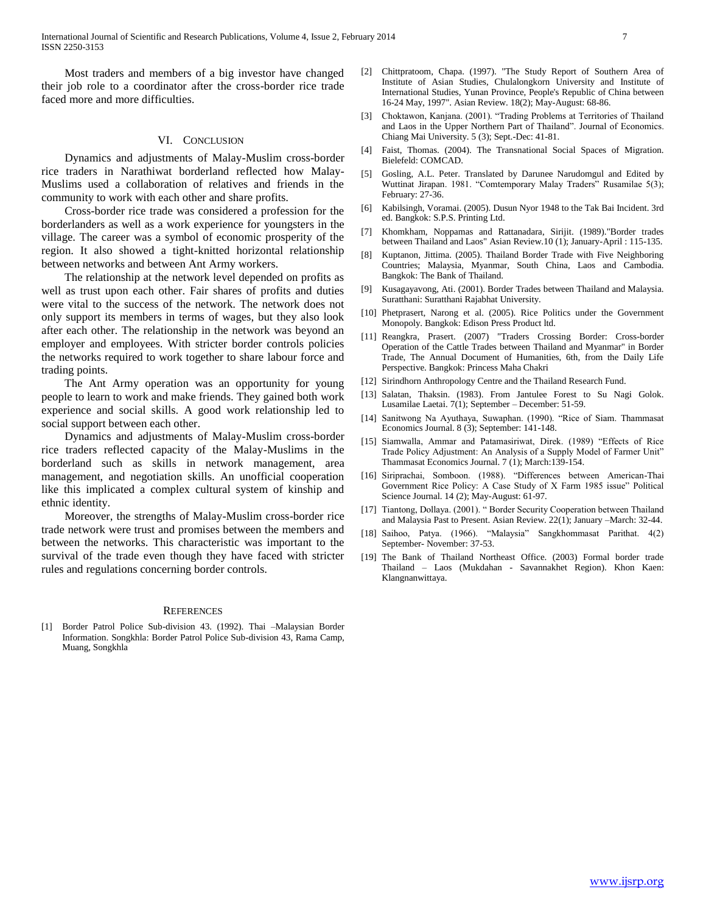Most traders and members of a big investor have changed their job role to a coordinator after the cross-border rice trade faced more and more difficulties.

## VI. Conclusion

Dynamics and adjustments of Malay-Muslim cross-border rice traders in Narathiwat borderland reflected how Malay-Muslims used a collaboration of relatives and friends in the community to work with each other and share profits.

Cross-border rice trade was considered a profession for the borderlanders as well as a work experience for youngsters in the village. The career was a symbol of economic prosperity of the region. It also showed a tight-knitted horizontal relationship between networks and between Ant Army workers.

The relationship at the network level depended on profits as well as trust upon each other. Fair shares of profits and duties were vital to the success of the network. The network does not only support its members in terms of wages, but they also look after each other. The relationship in the network was beyond an employer and employees. With stricter border controls policies the networks required to work together to share labour force and trading points.

The Ant Army operation was an opportunity for young people to learn to work and make friends. They gained both work experience and social skills. A good work relationship led to social support between each other.

Dynamics and adjustments of Malay-Muslim cross-border rice traders reflected capacity of the Malay-Muslims in the borderland such as skills in network management, area management, and negotiation skills. An unofficial cooperation like this implicated a complex cultural system of kinship and ethnic identity.

Moreover, the strengths of Malay-Muslim cross-border rice trade network were trust and promises between the members and between the networks. This characteristic was important to the survival of the trade even though they have faced with stricter rules and regulations concerning border controls.

## References

[1] Border Patrol Police Sub-division 43. (1992). Thai –Malaysian Border Information. Songkhla: Border Patrol Police Sub-division 43, Rama Camp, Muang, Songkhla

[2] Chittpratoom, Chapa. (1997). "The Study Report of Southern Area of Institute of Asian Studies, Chulalongkorn University and Institute of International Studies, Yunan Province, People's Republic of China between 16-24 May, 1997". Asian Review. 18(2); May-August: 68-86.

[3] Choktawon, Kanjana. (2001). "Trading Problems at Territories of Thailand and Laos in the Upper Northern Part of Thailand". Journal of Economics. Chiang Mai University. 5 (3); Sept.-Dec: 41-81.

[4] Faist, Thomas. (2004). The Transnational Social Spaces of Migration. Bielefeld: COMCAD.

[5] Gosling, A.L. Peter. Translated by Darunee Narudomgul and Edited by Wuttinat Jirapan. 1981. "Comtemporary Malay Traders" Rusamilae 5(3); February: 27-36.

[6] Kabilsingh, Voramai. (2005). Dusun Nyor 1948 to the Tak Bai Incident. 3rd ed. Bangkok: S.P.S. Printing Ltd.

[7] Khomkham, Noppamas and Rattanadara, Sirijit. (1989)."Border trades between Thailand and Laos" Asian Review.10 (1); January-April : 115-135.

[8] Kuptanon, Jittima. (2005). Thailand Border Trade with Five Neighboring Countries; Malaysia, Myanmar, South China, Laos and Cambodia. Bangkok: The Bank of Thailand.

[9] Kusagayavong, Ati. (2001). Border Trades between Thailand and Malaysia. Suratthani: Suratthani Rajabhat University.

[10] Phetprasert, Narong et al. (2005). Rice Politics under the Government Monopoly. Bangkok: Edison Press Product ltd.

[11] Reangkra, Prasert. (2007) "Traders Crossing Border: Cross-border Operation of the Cattle Trades between Thailand and Myanmar" in Border Trade, The Annual Document of Humanities, 6th, from the Daily Life Perspective. Bangkok: Princess Maha Chakri

[12] Sirindhorn Anthropology Centre and the Thailand Research Fund.

[13] Salatan, Thaksin. (1983). From Jantulee Forest to Su Nagi Golok. Lusamilae Laetai. 7(1); September – December: 51-59.

[14] Sanitwong Na Ayuthaya, Suwaphan. (1990). "Rice of Siam. Thammasat Economics Journal. 8 (3); September: 141-148.

[15] Siamwalla, Ammar and Patamasiriwat, Direk. (1989) "Effects of Rice Trade Policy Adjustment: An Analysis of a Supply Model of Farmer Unit" Thammasat Economics Journal. 7 (1); March:139-154.

[16] Siriprachai, Somboon. (1988). "Differences between American-Thai Government Rice Policy: A Case Study of X Farm 1985 issue" Political Science Journal. 14 (2); May-August: 61-97.

[17] Tiantong, Dollaya. (2001). " Border Security Cooperation between Thailand and Malaysia Past to Present. Asian Review. 22(1); January –March: 32-44.

[18] Saihoo, Patya. (1966). "Malaysia" Sangkhommasat Parithat. 4(2) September- November: 37-53.

[19] The Bank of Thailand Northeast Office. (2003) Formal border trade Thailand – Laos (Mukdahan - Savannakhet Region). Khon Kaen: Klangnanwittaya.